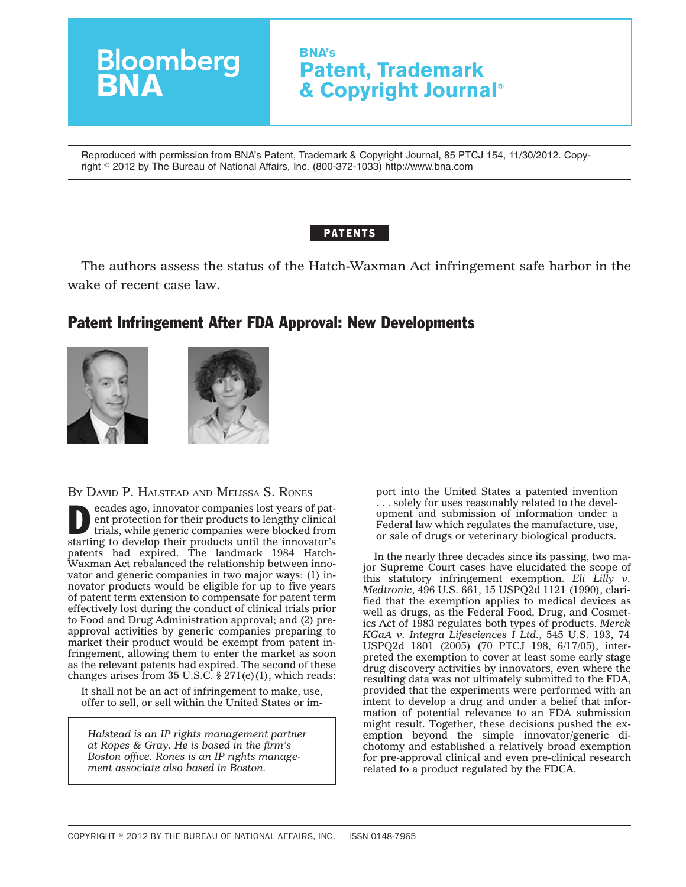Bloomberg BNA

**BNA's Patent, Trademark & Copyright Journal®**

Reproduced with permission from BNA's Patent, Trademark & Copyright Journal, 85 PTCJ 154, 11/30/2012. Copyright © 2012 by The Bureau of National Affairs, Inc. (800-372-1033) http://www.bna.com

**PATENTS**

The authors assess the status of the Hatch-Waxman Act infringement safe harbor in the wake of recent case law.

## Patent Infringement After FDA Approval: New Developments

By David P. Halstead and Melissa S. Rones

Decades ago, innovator companies lost years of patent protection for their products to lengthy clinical trials, while generic companies were blocked from starting to develop their products until the innovator's patents had expired. The landmark 1984 Hatch-Waxman Act rebalanced the relationship between innovator and generic companies in two major ways: (1) innovator products would be eligible for up to five years of patent term extension to compensate for patent term effectively lost during the conduct of clinical trials prior to Food and Drug Administration approval; and (2) pre-approval activities by generic companies preparing to market their product would be exempt from patent infringement, allowing them to enter the market as soon as the relevant patents had expired. The second of these changes arises from 35 U.S.C. § 271(e)(1), which reads:

> It shall not be an act of infringement to make, use, offer to sell, or sell within the United States or import into the United States a patented invention . . . solely for uses reasonably related to the development and submission of information under a Federal law which regulates the manufacture, use, or sale of drugs or veterinary biological products.

*Halstead is an IP rights management partner at Ropes & Gray. He is based in the firm's Boston office. Rones is an IP rights management associate also based in Boston.*

In the nearly three decades since its passing, two major Supreme Court cases have elucidated the scope of this statutory infringement exemption. *Eli Lilly v. Medtronic*, 496 U.S. 661, 15 USPQ2d 1121 (1990), clarified that the exemption applies to medical devices as well as drugs, as the Federal Food, Drug, and Cosmetics Act of 1983 regulates both types of products. *Merck KGaA v. Integra Lifesciences I Ltd.*, 545 U.S. 193, 74 USPQ2d 1801 (2005) (70 PTCJ 198, 6/17/05), interpreted the exemption to cover at least some early stage drug discovery activities by innovators, even where the resulting data was not ultimately submitted to the FDA, provided that the experiments were performed with an intent to develop a drug and under a belief that information of potential relevance to an FDA submission might result. Together, these decisions pushed the exemption beyond the simple innovator/generic dichotomy and established a relatively broad exemption for pre-approval clinical and even pre-clinical research related to a product regulated by the FDCA.

COPYRIGHT © 2012 BY THE BUREAU OF NATIONAL AFFAIRS, INC. ISSN 0148-7965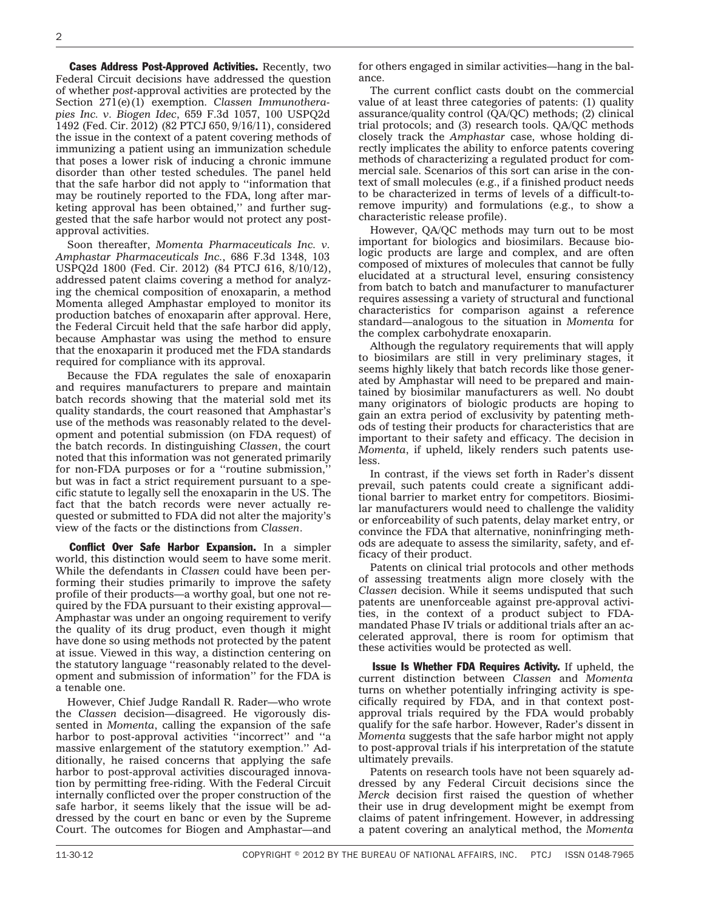**Cases Address Post-Approved Activities.** Recently, two Federal Circuit decisions have addressed the question of whether *post*-approval activities are protected by the Section 271(e)(1) exemption. *Classen Immunotherapies Inc. v. Biogen Idec*, 659 F.3d 1057, 100 USPQ2d 1492 (Fed. Cir. 2012) (82 PTCJ 650, 9/16/11), considered the issue in the context of a patent covering methods of immunizing a patient using an immunization schedule that poses a lower risk of inducing a chronic immune disorder than other tested schedules. The panel held that the safe harbor did not apply to ''information that may be routinely reported to the FDA, long after marketing approval has been obtained,'' and further suggested that the safe harbor would not protect any post-approval activities.

Soon thereafter, *Momenta Pharmaceuticals Inc. v. Amphastar Pharmaceuticals Inc.*, 686 F.3d 1348, 103 USPQ2d 1800 (Fed. Cir. 2012) (84 PTCJ 616, 8/10/12), addressed patent claims covering a method for analyzing the chemical composition of enoxaparin, a method Momenta alleged Amphastar employed to monitor its production batches of enoxaparin after approval. Here, the Federal Circuit held that the safe harbor did apply, because Amphastar was using the method to ensure that the enoxaparin it produced met the FDA standards required for compliance with its approval.

Because the FDA regulates the sale of enoxaparin and requires manufacturers to prepare and maintain batch records showing that the material sold met its quality standards, the court reasoned that Amphastar's use of the methods was reasonably related to the development and potential submission (on FDA request) of the batch records. In distinguishing *Classen*, the court noted that this information was not generated primarily for non-FDA purposes or for a ''routine submission,'' but was in fact a strict requirement pursuant to a specific statute to legally sell the enoxaparin in the US. The fact that the batch records were never actually requested or submitted to FDA did not alter the majority's view of the facts or the distinctions from *Classen*.

**Conflict Over Safe Harbor Expansion.** In a simpler world, this distinction would seem to have some merit. While the defendants in *Classen* could have been performing their studies primarily to improve the safety profile of their products—a worthy goal, but one not required by the FDA pursuant to their existing approval—Amphastar was under an ongoing requirement to verify the quality of its drug product, even though it might have done so using methods not protected by the patent at issue. Viewed in this way, a distinction centering on the statutory language ''reasonably related to the development and submission of information'' for the FDA is a tenable one.

However, Chief Judge Randall R. Rader—who wrote the *Classen* decision—disagreed. He vigorously dissented in *Momenta*, calling the expansion of the safe harbor to post-approval activities ''incorrect'' and ''a massive enlargement of the statutory exemption.'' Additionally, he raised concerns that applying the safe harbor to post-approval activities discouraged innovation by permitting free-riding. With the Federal Circuit internally conflicted over the proper construction of the safe harbor, it seems likely that the issue will be addressed by the court en banc or even by the Supreme Court. The outcomes for Biogen and Amphastar—and for others engaged in similar activities—hang in the balance.

The current conflict casts doubt on the commercial value of at least three categories of patents: (1) quality assurance/quality control (QA/QC) methods; (2) clinical trial protocols; and (3) research tools. QA/QC methods closely track the *Amphastar* case, whose holding directly implicates the ability to enforce patents covering methods of characterizing a regulated product for commercial sale. Scenarios of this sort can arise in the context of small molecules (e.g., if a finished product needs to be characterized in terms of levels of a difficult-to-remove impurity) and formulations (e.g., to show a characteristic release profile).

However, QA/QC methods may turn out to be most important for biologics and biosimilars. Because biologic products are large and complex, and are often composed of mixtures of molecules that cannot be fully elucidated at a structural level, ensuring consistency from batch to batch and manufacturer to manufacturer requires assessing a variety of structural and functional characteristics for comparison against a reference standard—analogous to the situation in *Momenta* for the complex carbohydrate enoxaparin.

Although the regulatory requirements that will apply to biosimilars are still in very preliminary stages, it seems highly likely that batch records like those generated by Amphastar will need to be prepared and maintained by biosimilar manufacturers as well. No doubt many originators of biologic products are hoping to gain an extra period of exclusivity by patenting methods of testing their products for characteristics that are important to their safety and efficacy. The decision in *Momenta*, if upheld, likely renders such patents useless.

In contrast, if the views set forth in Rader's dissent prevail, such patents could create a significant additional barrier to market entry for competitors. Biosimilar manufacturers would need to challenge the validity or enforceability of such patents, delay market entry, or convince the FDA that alternative, noninfringing methods are adequate to assess the similarity, safety, and efficacy of their product.

Patents on clinical trial protocols and other methods of assessing treatments align more closely with the *Classen* decision. While it seems undisputed that such patents are unenforceable against pre-approval activities, in the context of a product subject to FDA-mandated Phase IV trials or additional trials after an accelerated approval, there is room for optimism that these activities would be protected as well.

**Issue Is Whether FDA Requires Activity.** If upheld, the current distinction between *Classen* and *Momenta* turns on whether potentially infringing activity is specifically required by FDA, and in that context post-approval trials required by the FDA would probably qualify for the safe harbor. However, Rader's dissent in *Momenta* suggests that the safe harbor might not apply to post-approval trials if his interpretation of the statute ultimately prevails.

Patents on research tools have not been squarely addressed by any Federal Circuit decisions since the *Merck* decision first raised the question of whether their use in drug development might be exempt from claims of patent infringement. However, in addressing a patent covering an analytical method, the *Momenta*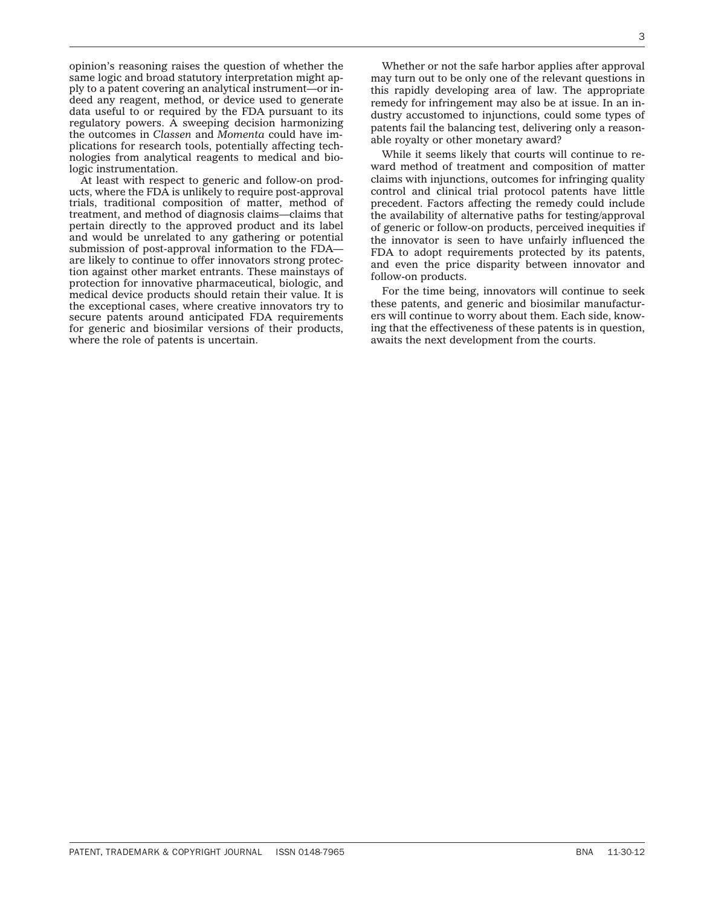opinion's reasoning raises the question of whether the same logic and broad statutory interpretation might apply to a patent covering an analytical instrument—or indeed any reagent, method, or device used to generate data useful to or required by the FDA pursuant to its regulatory powers. A sweeping decision harmonizing the outcomes in *Classen* and *Momenta* could have implications for research tools, potentially affecting technologies from analytical reagents to medical and biologic instrumentation.

At least with respect to generic and follow-on products, where the FDA is unlikely to require post-approval trials, traditional composition of matter, method of treatment, and method of diagnosis claims—claims that pertain directly to the approved product and its label and would be unrelated to any gathering or potential submission of post-approval information to the FDA—are likely to continue to offer innovators strong protection against other market entrants. These mainstays of protection for innovative pharmaceutical, biologic, and medical device products should retain their value. It is the exceptional cases, where creative innovators try to secure patents around anticipated FDA requirements for generic and biosimilar versions of their products, where the role of patents is uncertain.

Whether or not the safe harbor applies after approval may turn out to be only one of the relevant questions in this rapidly developing area of law. The appropriate remedy for infringement may also be at issue. In an industry accustomed to injunctions, could some types of patents fail the balancing test, delivering only a reasonable royalty or other monetary award?

While it seems likely that courts will continue to reward method of treatment and composition of matter claims with injunctions, outcomes for infringing quality control and clinical trial protocol patents have little precedent. Factors affecting the remedy could include the availability of alternative paths for testing/approval of generic or follow-on products, perceived inequities if the innovator is seen to have unfairly influenced the FDA to adopt requirements protected by its patents, and even the price disparity between innovator and follow-on products.

For the time being, innovators will continue to seek these patents, and generic and biosimilar manufacturers will continue to worry about them. Each side, knowing that the effectiveness of these patents is in question, awaits the next development from the courts.